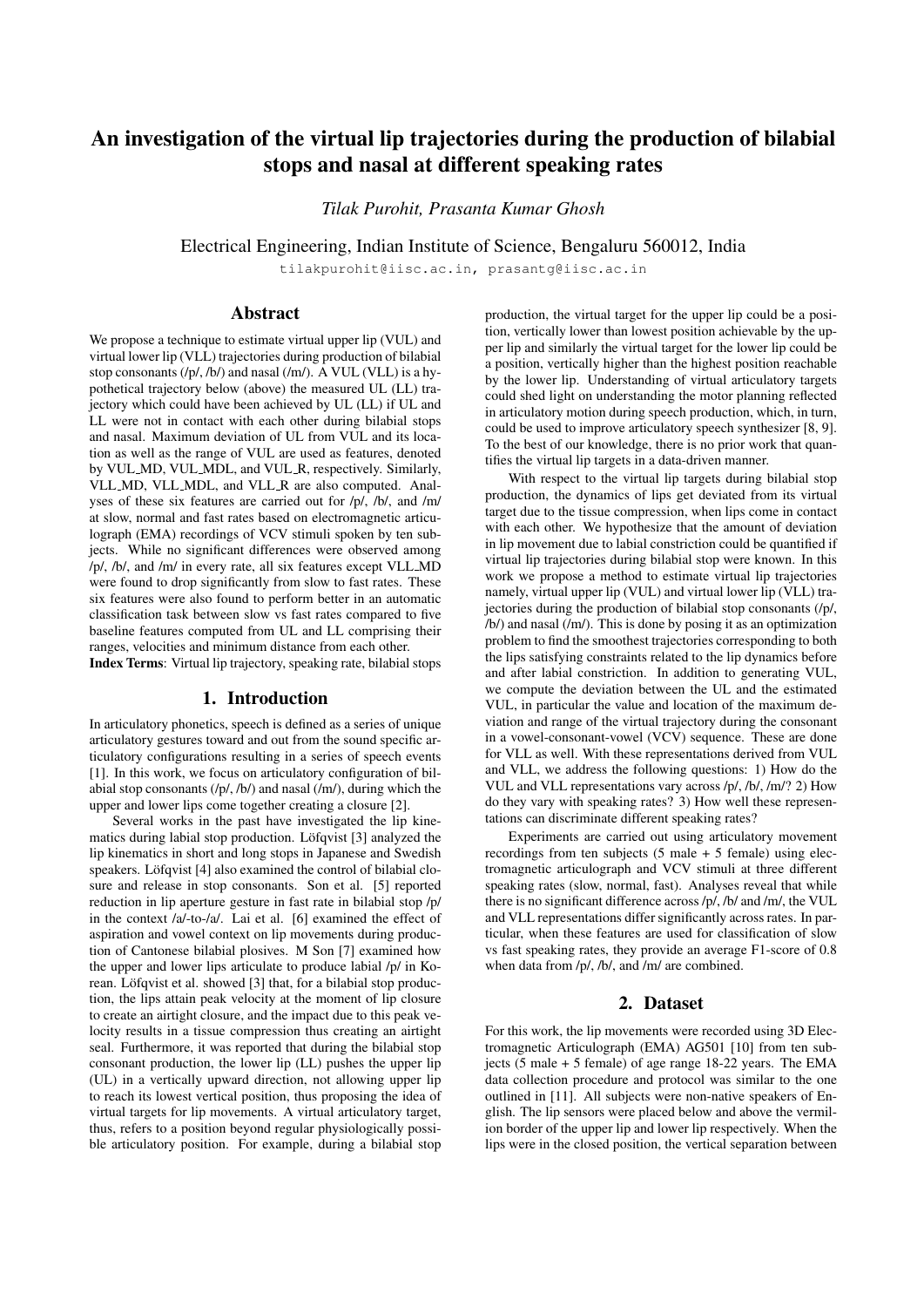# An investigation of the virtual lip trajectories during the production of bilabial stops and nasal at different speaking rates

*Tilak Purohit, Prasanta Kumar Ghosh*

Electrical Engineering, Indian Institute of Science, Bengaluru 560012, India

tilakpurohit@iisc.ac.in, prasantg@iisc.ac.in

## Abstract

We propose a technique to estimate virtual upper lip (VUL) and virtual lower lip (VLL) trajectories during production of bilabial stop consonants (/p/, /b/) and nasal (/m/). A VUL (VLL) is a hypothetical trajectory below (above) the measured UL (LL) trajectory which could have been achieved by UL (LL) if UL and LL were not in contact with each other during bilabial stops and nasal. Maximum deviation of UL from VUL and its location as well as the range of VUL are used as features, denoted by VUL_MD, VUL_MDL, and VUL_R, respectively. Similarly, VLL_MD, VLL_MDL, and VLL_R are also computed. Analyses of these six features are carried out for /p/, /b/, and /m/ at slow, normal and fast rates based on electromagnetic articulograph (EMA) recordings of VCV stimuli spoken by ten subjects. While no significant differences were observed among /p/, /b/, and /m/ in every rate, all six features except VLL_MD were found to drop significantly from slow to fast rates. These six features were also found to perform better in an automatic classification task between slow vs fast rates compared to five baseline features computed from UL and LL comprising their ranges, velocities and minimum distance from each other.

**Index Terms**: Virtual lip trajectory, speaking rate, bilabial stops

## 1. Introduction

In articulatory phonetics, speech is defined as a series of unique articulatory gestures toward and out from the sound specific articulatory configurations resulting in a series of speech events [1]. In this work, we focus on articulatory configuration of bilabial stop consonants (/p/, /b/) and nasal (/m/), during which the upper and lower lips come together creating a closure [2].

Several works in the past have investigated the lip kinematics during labial stop production. Löfqvist [3] analyzed the lip kinematics in short and long stops in Japanese and Swedish speakers. Löfqvist [4] also examined the control of bilabial closure and release in stop consonants. Son et al. [5] reported reduction in lip aperture gesture in fast rate in bilabial stop /p/ in the context /a/-to-/a/. Lai et al. [6] examined the effect of aspiration and vowel context on lip movements during production of Cantonese bilabial plosives. M Son [7] examined how the upper and lower lips articulate to produce labial /p/ in Korean. Löfqvist et al. showed [3] that, for a bilabial stop production, the lips attain peak velocity at the moment of lip closure to create an airtight closure, and the impact due to this peak velocity results in a tissue compression thus creating an airtight seal. Furthermore, it was reported that during the bilabial stop consonant production, the lower lip (LL) pushes the upper lip (UL) in a vertically upward direction, not allowing upper lip to reach its lowest vertical position, thus proposing the idea of virtual targets for lip movements. A virtual articulatory target, thus, refers to a position beyond regular physiologically possible articulatory position. For example, during a bilabial stop production, the virtual target for the upper lip could be a position, vertically lower than lowest position achievable by the upper lip and similarly the virtual target for the lower lip could be a position, vertically higher than the highest position reachable by the lower lip. Understanding of virtual articulatory targets could shed light on understanding the motor planning reflected in articulatory motion during speech production, which, in turn, could be used to improve articulatory speech synthesizer [8, 9]. To the best of our knowledge, there is no prior work that quantifies the virtual lip targets in a data-driven manner.

With respect to the virtual lip targets during bilabial stop production, the dynamics of lips get deviated from its virtual target due to the tissue compression, when lips come in contact with each other. We hypothesize that the amount of deviation in lip movement due to labial constriction could be quantified if virtual lip trajectories during bilabial stop were known. In this work we propose a method to estimate virtual lip trajectories namely, virtual upper lip (VUL) and virtual lower lip (VLL) trajectories during the production of bilabial stop consonants (/p/, /b/) and nasal (/m/). This is done by posing it as an optimization problem to find the smoothest trajectories corresponding to both the lips satisfying constraints related to the lip dynamics before and after labial constriction. In addition to generating VUL, we compute the deviation between the UL and the estimated VUL, in particular the value and location of the maximum deviation and range of the virtual trajectory during the consonant in a vowel-consonant-vowel (VCV) sequence. These are done for VLL as well. With these representations derived from VUL and VLL, we address the following questions: 1) How do the VUL and VLL representations vary across /p/, /b/, /m/? 2) How do they vary with speaking rates? 3) How well these representations can discriminate different speaking rates?

Experiments are carried out using articulatory movement recordings from ten subjects (5 male + 5 female) using electromagnetic articulograph and VCV stimuli at three different speaking rates (slow, normal, fast). Analyses reveal that while there is no significant difference across /p/, /b/ and /m/, the VUL and VLL representations differ significantly across rates. In particular, when these features are used for classification of slow vs fast speaking rates, they provide an average F1-score of 0.8 when data from /p/, /b/, and /m/ are combined.

## 2. Dataset

For this work, the lip movements were recorded using 3D Electromagnetic Articulograph (EMA) AG501 [10] from ten subjects (5 male + 5 female) of age range 18-22 years. The EMA data collection procedure and protocol was similar to the one outlined in [11]. All subjects were non-native speakers of English. The lip sensors were placed below and above the vermilion border of the upper lip and lower lip respectively. When the lips were in the closed position, the vertical separation between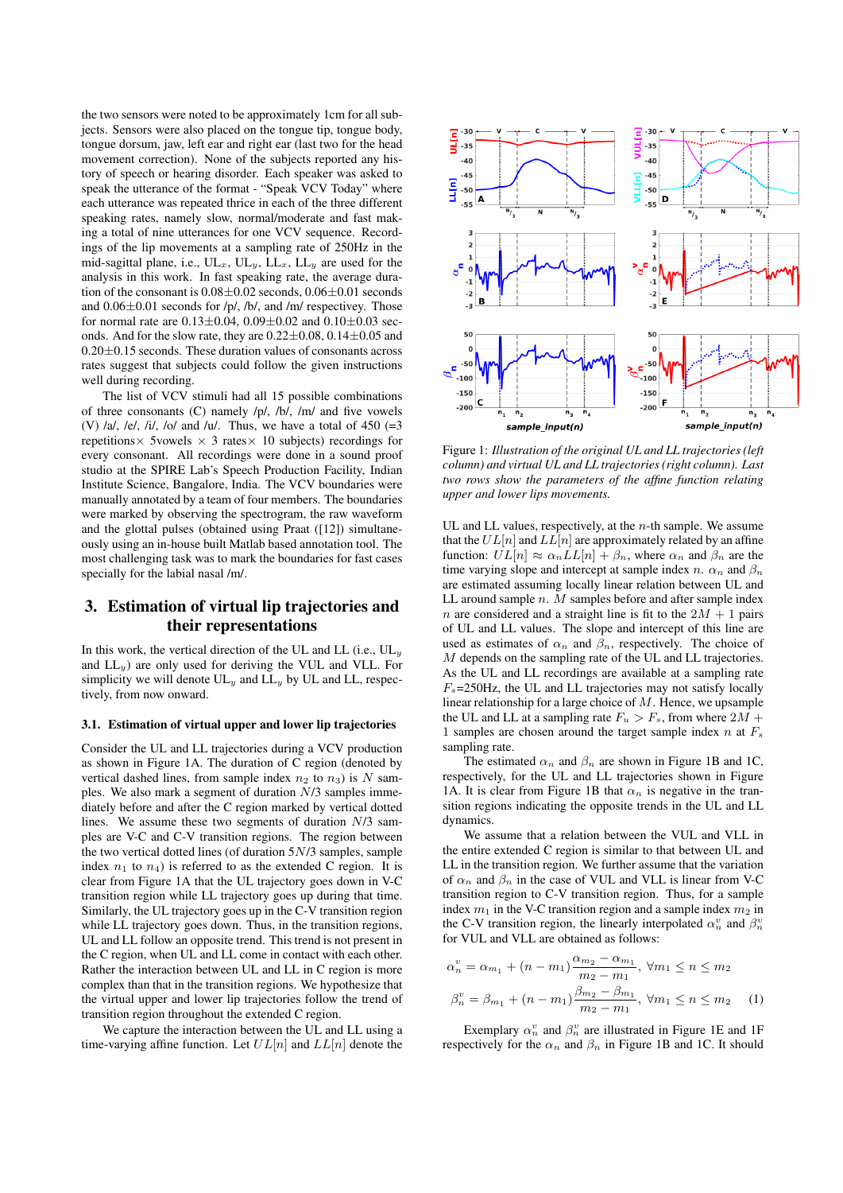the two sensors were noted to be approximately 1cm for all subjects. Sensors were also placed on the tongue tip, tongue body, tongue dorsum, jaw, left ear and right ear (last two for the head movement correction). None of the subjects reported any history of speech or hearing disorder. Each speaker was asked to speak the utterance of the format - "Speak VCV Today" where each utterance was repeated thrice in each of the three different speaking rates, namely slow, normal/moderate and fast making a total of nine utterances for one VCV sequence. Recordings of the lip movements at a sampling rate of 250Hz in the mid-sagittal plane, i.e., $UL_x$, $UL_y$, $LL_x$, $LL_y$ are used for the analysis in this work. In fast speaking rate, the average duration of the consonant is 0.08±0.02 seconds, 0.06±0.01 seconds and 0.06±0.01 seconds for /p/, /b/, and /m/ respectively. Those for normal rate are 0.13±0.04, 0.09±0.02 and 0.10±0.03 seconds. And for the slow rate, they are 0.22±0.08, 0.14±0.05 and 0.20±0.15 seconds. These duration values of consonants across rates suggest that subjects could follow the given instructions well during recording.

The list of VCV stimuli had all 15 possible combinations of three consonants (C) namely /p/, /b/, /m/ and five vowels (V) /a/, /e/, /i/, /o/ and /u/. Thus, we have a total of 450 (=3 repetitions× 5vowels × 3 rates× 10 subjects) recordings for every consonant. All recordings were done in a sound proof studio at the SPIRE Lab's Speech Production Facility, Indian Institute Science, Bangalore, India. The VCV boundaries were manually annotated by a team of four members. The boundaries were marked by observing the spectrogram, the raw waveform and the glottal pulses (obtained using Praat ([12])) simultaneously using an in-house built Matlab based annotation tool. The most challenging task was to mark the boundaries for fast cases specially for the labial nasal /m/.

## 3. Estimation of virtual lip trajectories and their representations

In this work, the vertical direction of the UL and LL (i.e., $UL_y$ and $LL_y$) are only used for deriving the VUL and VLL. For simplicity we will denote $UL_y$ and $LL_y$ by UL and LL, respectively, from now onward.

### 3.1. Estimation of virtual upper and lower lip trajectories

Consider the UL and LL trajectories during a VCV production as shown in Figure 1A. The duration of C region (denoted by vertical dashed lines, from sample index $n_2$ to $n_3$) is $N$ samples. We also mark a segment of duration $N/3$ samples immediately before and after the C region marked by vertical dotted lines. We assume these two segments of duration $N/3$ samples are V-C and C-V transition regions. The region between the two vertical dotted lines (of duration $5N/3$ samples, sample index $n_1$ to $n_4$) is referred to as the extended C region. It is clear from Figure 1A that the UL trajectory goes down in V-C transition region while LL trajectory goes up during that time. Similarly, the UL trajectory goes up in the C-V transition region while LL trajectory goes down. Thus, in the transition regions, UL and LL follow an opposite trend. This trend is not present in the C region, when UL and LL come in contact with each other. Rather the interaction between UL and LL in C region is more complex than that in the transition regions. We hypothesize that the virtual upper and lower lip trajectories follow the trend of transition region throughout the extended C region.

We capture the interaction between the UL and LL using a time-varying affine function. Let $UL[n]$ and $LL[n]$ denote the

Figure 1: *Illustration of the original UL and LL trajectories (left column) and virtual UL and LL trajectories (right column). Last two rows show the parameters of the affine function relating upper and lower lips movements.*

UL and LL values, respectively, at the $n$-th sample. We assume that the $UL[n]$ and $LL[n]$ are approximately related by an affine function: $UL[n] \approx \alpha_n LL[n] + \beta_n$, where $\alpha_n$ and $\beta_n$ are the time varying slope and intercept at sample index $n$. $\alpha_n$ and $\beta_n$ are estimated assuming locally linear relation between UL and LL around sample $n$. $M$ samples before and after sample index $n$ are considered and a straight line is fit to the $2M+1$ pairs of UL and LL values. The slope and intercept of this line are used as estimates of $\alpha_n$ and $\beta_n$, respectively. The choice of $M$ depends on the sampling rate of the UL and LL trajectories. As the UL and LL recordings are available at a sampling rate $F_s$=250Hz, the UL and LL trajectories may not satisfy locally linear relationship for a large choice of $M$. Hence, we upsample the UL and LL at a sampling rate $F_u > F_s$, from where $2M+1$ samples are chosen around the target sample index $n$ at $F_s$ sampling rate.

The estimated $\alpha_n$ and $\beta_n$ are shown in Figure 1B and 1C, respectively, for the UL and LL trajectories shown in Figure 1A. It is clear from Figure 1B that $\alpha_n$ is negative in the transition regions indicating the opposite trends in the UL and LL dynamics.

We assume that a relation between the VUL and VLL in the entire extended C region is similar to that between UL and LL in the transition region. We further assume that the variation of $\alpha_n$ and $\beta_n$ in the case of VUL and VLL is linear from V-C transition region to C-V transition region. Thus, for a sample index $m_1$ in the V-C transition region and a sample index $m_2$ in the C-V transition region, the linearly interpolated $\alpha_n^v$ and $\beta_n^v$ for VUL and VLL are obtained as follows:

$$\alpha_n^v = \alpha_{m_1} + (n - m_1)\frac{\alpha_{m_2} - \alpha_{m_1}}{m_2 - m_1}, \ \forall m_1 \le n \le m_2$$

$$\beta_n^v = \beta_{m_1} + (n - m_1)\frac{\beta_{m_2} - \beta_{m_1}}{m_2 - m_1}, \ \forall m_1 \le n \le m_2 \quad (1)$$

Exemplary $\alpha_n^v$ and $\beta_n^v$ are illustrated in Figure 1E and 1F respectively for the $\alpha_n$ and $\beta_n$ in Figure 1B and 1C. It should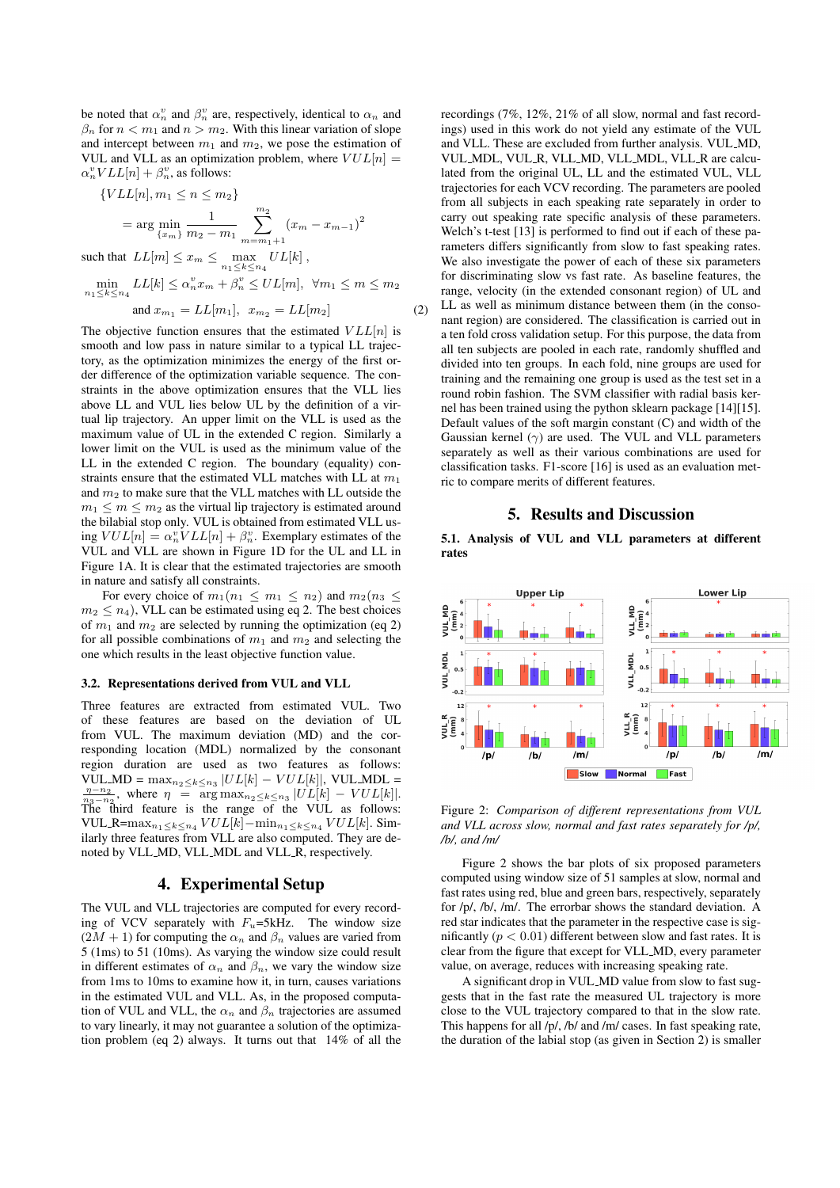be noted that $\alpha_n^v$ and $\beta_n^v$ are, respectively, identical to $\alpha_n$ and $\beta_n$ for $n < m_1$ and $n > m_2$. With this linear variation of slope and intercept between $m_1$ and $m_2$, we pose the estimation of VUL and VLL as an optimization problem, where $VUL[n] = \alpha_n^v VLL[n] + \beta_n^v$, as follows:

$$
\begin{aligned}
&\{VLL[n], m_1 \le n \le m_2\} \\
&= \arg\min_{\{x_m\}} \frac{1}{m_2 - m_1} \sum_{m=m_1+1}^{m_2} (x_m - x_{m-1})^2 \\
&\text{such that } \; LL[m] \le x_m \le \max_{n_1 \le k \le n_4} UL[k]\,, \\
&\min_{n_1 \le k \le n_4} LL[k] \le \alpha_n^v x_m + \beta_n^v \le UL[m], \;\; \forall m_1 \le m \le m_2 \\
&\quad \text{and } x_{m_1} = LL[m_1], \;\; x_{m_2} = LL[m_2]
\end{aligned} \tag{2}
$$

The objective function ensures that the estimated $VLL[n]$ is smooth and low pass in nature similar to a typical LL trajectory, as the optimization minimizes the energy of the first order difference of the optimization variable sequence. The constraints in the above optimization ensures that the VLL lies above LL and VUL lies below UL by the definition of a virtual lip trajectory. An upper limit on the VLL is used as the maximum value of UL in the extended C region. Similarly a lower limit on the VUL is used as the minimum value of the LL in the extended C region. The boundary (equality) constraints ensure that the estimated VLL matches with LL at $m_1$ and $m_2$ to make sure that the VLL matches with LL outside the $m_1 \le m \le m_2$ as the virtual lip trajectory is estimated around the bilabial stop only. VUL is obtained from estimated VLL using $VUL[n] = \alpha_n^v VLL[n] + \beta_n^v$. Exemplary estimates of the VUL and VLL are shown in Figure 1D for the UL and LL in Figure 1A. It is clear that the estimated trajectories are smooth in nature and satisfy all constraints.

For every choice of $m_1 (n_1 \le m_1 \le n_2)$ and $m_2 (n_3 \le m_2 \le n_4)$, VLL can be estimated using eq 2. The best choices of $m_1$ and $m_2$ are selected by running the optimization (eq 2) for all possible combinations of $m_1$ and $m_2$ and selecting the one which results in the least objective function value.

### 3.2. Representations derived from VUL and VLL

Three features are extracted from estimated VUL. Two of these features are based on the deviation of UL from VUL. The maximum deviation (MD) and the corresponding location (MDL) normalized by the consonant region duration are used as two features as follows: VUL_MD = $\max_{n_2 \le k \le n_3} |UL[k] - VUL[k]|$, VUL_MDL = $\frac{\eta - n_2}{n_3 - n_2}$, where $\eta = \arg\max_{n_2 \le k \le n_3} |UL[k] - VUL[k]|$. The third feature is the range of the VUL as follows: VUL_R=$\max_{n_1 \le k \le n_4} VUL[k] - \min_{n_1 \le k \le n_4} VUL[k]$. Similarly three features from VLL are also computed. They are denoted by VLL_MD, VLL_MDL and VLL_R, respectively.

## 4. Experimental Setup

The VUL and VLL trajectories are computed for every recording of VCV separately with $F_u$=5kHz. The window size $(2M+1)$ for computing the $\alpha_n$ and $\beta_n$ values are varied from 5 (1ms) to 51 (10ms). As varying the window size could result in different estimates of $\alpha_n$ and $\beta_n$, we vary the window size from 1ms to 10ms to examine how it, in turn, causes variations in the estimated VUL and VLL. As, in the proposed computation of VUL and VLL, the $\alpha_n$ and $\beta_n$ trajectories are assumed to vary linearly, it may not guarantee a solution of the optimization problem (eq 2) always. It turns out that 14% of all the recordings (7%, 12%, 21% of all slow, normal and fast recordings) used in this work do not yield any estimate of the VUL and VLL. These are excluded from further analysis. VUL_MD, VUL_MDL, VUL_R, VLL_MD, VLL_MDL, VLL_R are calculated from the original UL, LL and the estimated VUL, VLL trajectories for each VCV recording. The parameters are pooled from all subjects in each speaking rate separately in order to carry out speaking rate specific analysis of these parameters. Welch's t-test [13] is performed to find out if each of these parameters differs significantly from slow to fast speaking rates. We also investigate the power of each of these six parameters for discriminating slow vs fast rate. As baseline features, the range, velocity (in the extended consonant region) of UL and LL as well as minimum distance between them (in the consonant region) are considered. The classification is carried out in a ten fold cross validation setup. For this purpose, the data from all ten subjects are pooled in each rate, randomly shuffled and divided into ten groups. In each fold, nine groups are used for training and the remaining one group is used as the test set in a round robin fashion. The SVM classifier with radial basis kernel has been trained using the python sklearn package [14][15]. Default values of the soft margin constant (C) and width of the Gaussian kernel ($\gamma$) are used. The VUL and VLL parameters separately as well as their various combinations are used for classification tasks. F1-score [16] is used as an evaluation metric to compare merits of different features.

## 5. Results and Discussion

### 5.1. Analysis of VUL and VLL parameters at different rates

*Figure 2: Comparison of different representations from VUL and VLL across slow, normal and fast rates separately for /p/, /b/, and /m/*

Figure 2 shows the bar plots of six proposed parameters computed using window size of 51 samples at slow, normal and fast rates using red, blue and green bars, respectively, separately for /p/, /b/, /m/. The errorbar shows the standard deviation. A red star indicates that the parameter in the respective case is significantly ($p < 0.01$) different between slow and fast rates. It is clear from the figure that except for VLL_MD, every parameter value, on average, reduces with increasing speaking rate.

A significant drop in VUL_MD value from slow to fast suggests that in the fast rate the measured UL trajectory is more close to the VUL trajectory compared to that in the slow rate. This happens for all /p/, /b/ and /m/ cases. In fast speaking rate, the duration of the labial stop (as given in Section 2) is smaller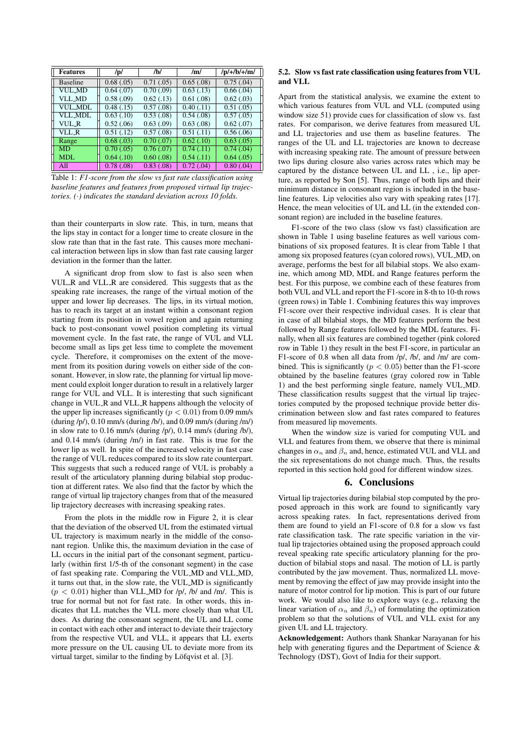| Features | /p/ | /b/ | /m/ | /p/+/b/+/m/ |
|---|---|---|---|---|
| Baseline | 0.68 (.05) | 0.71 (.05) | 0.65 (.08) | 0.75 (.04) |
| VUL_MD | 0.64 (.07) | 0.70 (.09) | 0.63 (.13) | 0.66 (.04) |
| VLL_MD | 0.58 (.09) | 0.62 (.13) | 0.61 (.08) | 0.62 (.03) |
| VUL_MDL | 0.48 (.15) | 0.57 (.08) | 0.40 (.11) | 0.51 (.05) |
| VLL_MDL | 0.63 (.10) | 0.53 (.08) | 0.54 (.08) | 0.57 (.05) |
| VUL_R | 0.52 (.06) | 0.63 (.09) | 0.63 (.08) | 0.62 (.07) |
| VLL_R | 0.51 (.12) | 0.57 (.08) | 0.51 (.11) | 0.56 (.06) |
| Range | 0.68 (.03) | 0.70 (.07) | 0.62 (.10) | 0.63 (.05) |
| MD | 0.70 (.05) | 0.76 (.07) | 0.74 (.11) | 0.74 (.04) |
| MDL | 0.64 (.10) | 0.60 (.08) | 0.54 (.11) | 0.64 (.05) |
| All | 0.78 (.08) | 0.83 (.08) | 0.72 (.04) | 0.80 (.04) |

Table 1: *F1-score from the slow vs fast rate classification using baseline features and features from proposed virtual lip trajectories. $(\cdot)$ indicates the standard deviation across 10 folds.*

than their counterparts in slow rate. This, in turn, means that the lips stay in contact for a longer time to create closure in the slow rate than that in the fast rate. This causes more mechanical interaction between lips in slow than fast rate causing larger deviation in the former than the latter.

A significant drop from slow to fast is also seen when VUL_R and VLL_R are considered. This suggests that as the speaking rate increases, the range of the virtual motion of the upper and lower lip decreases. The lips, in its virtual motion, has to reach its target at an instant within a consonant region starting from its position in vowel region and again returning back to post-consonant vowel position completing its virtual movement cycle. In the fast rate, the range of VUL and VLL become small as lips get less time to complete the movement cycle. Therefore, it compromises on the extent of the movement from its position during vowels on either side of the consonant. However, in slow rate, the planning for virtual lip movement could exploit longer duration to result in a relatively larger range for VUL and VLL. It is interesting that such significant change in VUL_R and VLL_R happens although the velocity of the upper lip increases significantly ($p < 0.01$) from 0.09 mm/s (during /p/), 0.10 mm/s (during /b/), and 0.09 mm/s (during /m/) in slow rate to 0.16 mm/s (during /p/), 0.14 mm/s (during /b/), and 0.14 mm/s (during /m/) in fast rate. This is true for the lower lip as well. In spite of the increased velocity in fast case the range of VUL reduces compared to its slow rate counterpart. This suggests that such a reduced range of VUL is probably a result of the articulatory planning during bilabial stop production at different rates. We also find that the factor by which the range of virtual lip trajectory changes from that of the measured lip trajectory decreases with increasing speaking rates.

From the plots in the middle row in Figure 2, it is clear that the deviation of the observed UL from the estimated virtual UL trajectory is maximum nearly in the middle of the consonant region. Unlike this, the maximum deviation in the case of LL occurs in the initial part of the consonant segment, particularly (within first 1/5-th of the consonant segment) in the case of fast speaking rate. Comparing the VUL_MD and VLL_MD, it turns out that, in the slow rate, the VUL_MD is significantly ($p < 0.01$) higher than VLL_MD for /p/, /b/ and /m/. This is true for normal but not for fast rate. In other words, this indicates that LL matches the VLL more closely than what UL does. As during the consonant segment, the UL and LL come in contact with each other and interact to deviate their trajectory from the respective VUL and VLL, it appears that LL exerts more pressure on the UL causing UL to deviate more from its virtual target, similar to the finding by Löfqvist et al. [3].

### 5.2. Slow vs fast rate classification using features from VUL and VLL

Apart from the statistical analysis, we examine the extent to which various features from VUL and VLL (computed using window size 51) provide cues for classification of slow vs. fast rates. For comparison, we derive features from measured UL and LL trajectories and use them as baseline features. The ranges of the UL and LL trajectories are known to decrease with increasing speaking rate. The amount of pressure between two lips during closure also varies across rates which may be captured by the distance between UL and LL , i.e., lip aperture, as reported by Son [5]. Thus, range of both lips and their minimum distance in consonant region is included in the baseline features. Lip velocities also vary with speaking rates [17]. Hence, the mean velocities of UL and LL (in the extended consonant region) are included in the baseline features.

F1-score of the two class (slow vs fast) classification are shown in Table 1 using baseline features as well various combinations of six proposed features. It is clear from Table 1 that among six proposed features (cyan colored rows), VUL_MD, on average, performs the best for all bilabial stops. We also examine, which among MD, MDL and Range features perform the best. For this purpose, we combine each of these features from both VUL and VLL and report the F1-score in 8-th to 10-th rows (green rows) in Table 1. Combining features this way improves F1-score over their respective individual cases. It is clear that in case of all bilabial stops, the MD features perform the best followed by Range features followed by the MDL features. Finally, when all six features are combined together (pink colored row in Table 1) they result in the best F1-score, in particular an F1-score of 0.8 when all data from /p/, /b/, and /m/ are combined. This is significantly ($p < 0.05$) better than the F1-score obtained by the baseline features (gray colored row in Table 1) and the best performing single feature, namely VUL_MD. These classification results suggest that the virtual lip trajectories computed by the proposed technique provide better discrimination between slow and fast rates compared to features from measured lip movements.

When the window size is varied for computing VUL and VLL and features from them, we observe that there is minimal changes in $\alpha_n$ and $\beta_n$ and, hence, estimated VUL and VLL and the six representations do not change much. Thus, the results reported in this section hold good for different window sizes.

## 6. Conclusions

Virtual lip trajectories during bilabial stop computed by the proposed approach in this work are found to significantly vary across speaking rates. In fact, representations derived from them are found to yield an F1-score of 0.8 for a slow vs fast rate classification task. The rate specific variation in the virtual lip trajectories obtained using the proposed approach could reveal speaking rate specific articulatory planning for the production of bilabial stops and nasal. The motion of LL is partly contributed by the jaw movement. Thus, normalized LL movement by removing the effect of jaw may provide insight into the nature of motor control for lip motion. This is part of our future work. We would also like to explore ways (e.g., relaxing the linear variation of $\alpha_n$ and $\beta_n$) of formulating the optimization problem so that the solutions of VUL and VLL exist for any given UL and LL trajectory.

**Acknowledgement:** Authors thank Shankar Narayanan for his help with generating figures and the Department of Science & Technology (DST), Govt of India for their support.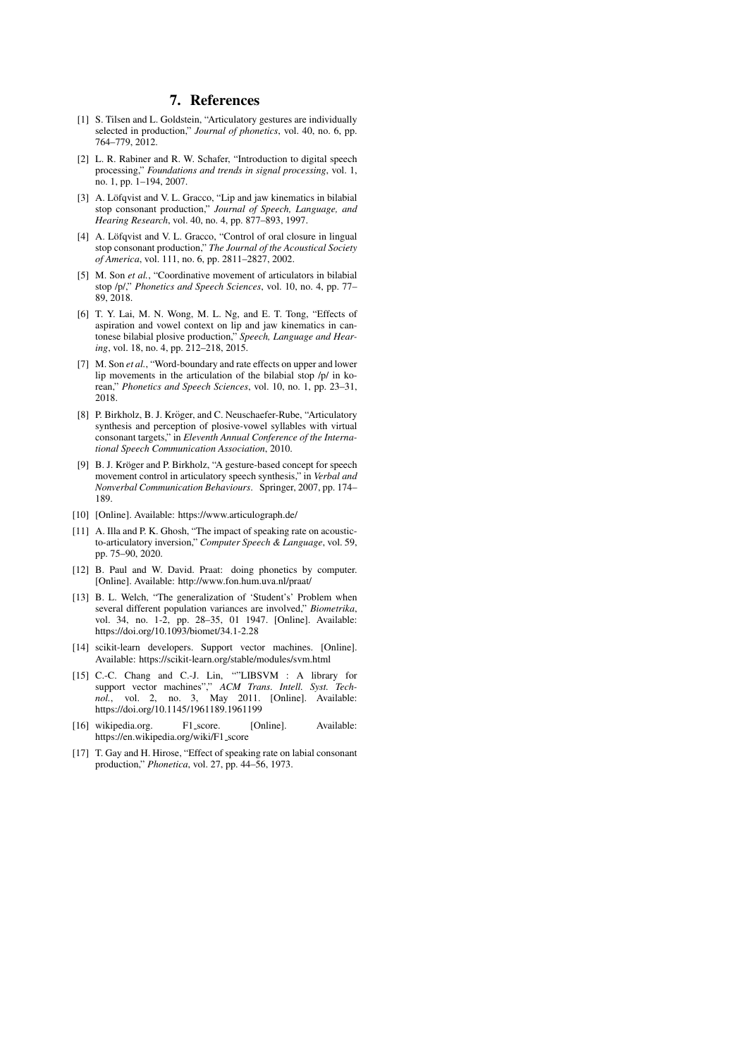## 7. References

[1] S. Tilsen and L. Goldstein, "Articulatory gestures are individually selected in production," *Journal of phonetics*, vol. 40, no. 6, pp. 764–779, 2012.

[2] L. R. Rabiner and R. W. Schafer, "Introduction to digital speech processing," *Foundations and trends in signal processing*, vol. 1, no. 1, pp. 1–194, 2007.

[3] A. Löfqvist and V. L. Gracco, "Lip and jaw kinematics in bilabial stop consonant production," *Journal of Speech, Language, and Hearing Research*, vol. 40, no. 4, pp. 877–893, 1997.

[4] A. Löfqvist and V. L. Gracco, "Control of oral closure in lingual stop consonant production," *The Journal of the Acoustical Society of America*, vol. 111, no. 6, pp. 2811–2827, 2002.

[5] M. Son *et al.*, "Coordinative movement of articulators in bilabial stop /p/," *Phonetics and Speech Sciences*, vol. 10, no. 4, pp. 77–89, 2018.

[6] T. Y. Lai, M. N. Wong, M. L. Ng, and E. T. Tong, "Effects of aspiration and vowel context on lip and jaw kinematics in cantonese bilabial plosive production," *Speech, Language and Hearing*, vol. 18, no. 4, pp. 212–218, 2015.

[7] M. Son *et al.*, "Word-boundary and rate effects on upper and lower lip movements in the articulation of the bilabial stop /p/ in korean," *Phonetics and Speech Sciences*, vol. 10, no. 1, pp. 23–31, 2018.

[8] P. Birkholz, B. J. Kröger, and C. Neuschaefer-Rube, "Articulatory synthesis and perception of plosive-vowel syllables with virtual consonant targets," in *Eleventh Annual Conference of the International Speech Communication Association*, 2010.

[9] B. J. Kröger and P. Birkholz, "A gesture-based concept for speech movement control in articulatory speech synthesis," in *Verbal and Nonverbal Communication Behaviours*. Springer, 2007, pp. 174–189.

[10] [Online]. Available: https://www.articulograph.de/

[11] A. Illa and P. K. Ghosh, "The impact of speaking rate on acoustic-to-articulatory inversion," *Computer Speech & Language*, vol. 59, pp. 75–90, 2020.

[12] B. Paul and W. David. Praat: doing phonetics by computer. [Online]. Available: http://www.fon.hum.uva.nl/praat/

[13] B. L. Welch, "The generalization of 'Student's' Problem when several different population variances are involved," *Biometrika*, vol. 34, no. 1-2, pp. 28–35, 01 1947. [Online]. Available: https://doi.org/10.1093/biomet/34.1-2.28

[14] scikit-learn developers. Support vector machines. [Online]. Available: https://scikit-learn.org/stable/modules/svm.html

[15] C.-C. Chang and C.-J. Lin, ""LIBSVM : A library for support vector machines"," *ACM Trans. Intell. Syst. Technol.*, vol. 2, no. 3, May 2011. [Online]. Available: https://doi.org/10.1145/1961189.1961199

[16] wikipedia.org. F1_score. [Online]. Available: https://en.wikipedia.org/wiki/F1_score

[17] T. Gay and H. Hirose, "Effect of speaking rate on labial consonant production," *Phonetica*, vol. 27, pp. 44–56, 1973.